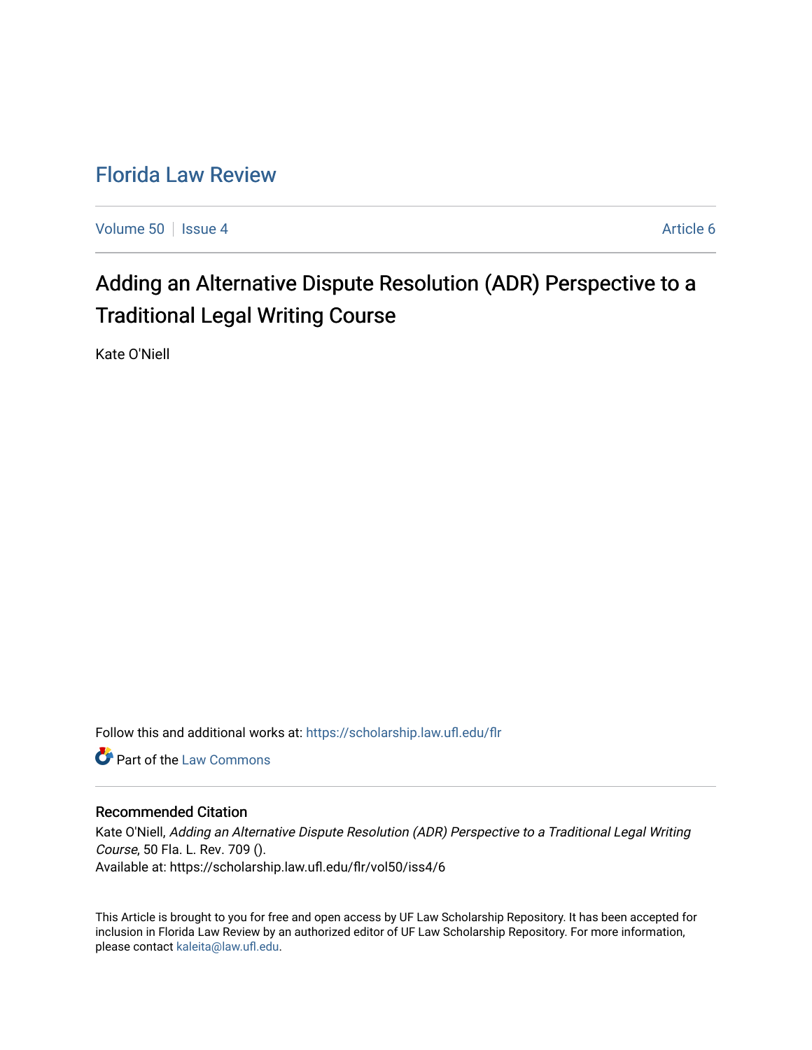# Florida Law Review

Volume 50 | Issue 4 | Article 6

## Adding an Alternative Dispute Resolution (ADR) Perspective to a Traditional Legal Writing Course

Kate O'Niell

Follow this and additional works at: https://scholarship.law.ufl.edu/flr

Part of the Law Commons

### Recommended Citation

Kate O'Niell, *Adding an Alternative Dispute Resolution (ADR) Perspective to a Traditional Legal Writing Course*, 50 Fla. L. Rev. 709 ().

Available at: https://scholarship.law.ufl.edu/flr/vol50/iss4/6

This Article is brought to you for free and open access by UF Law Scholarship Repository. It has been accepted for inclusion in Florida Law Review by an authorized editor of UF Law Scholarship Repository. For more information, please contact kaleita@law.ufl.edu.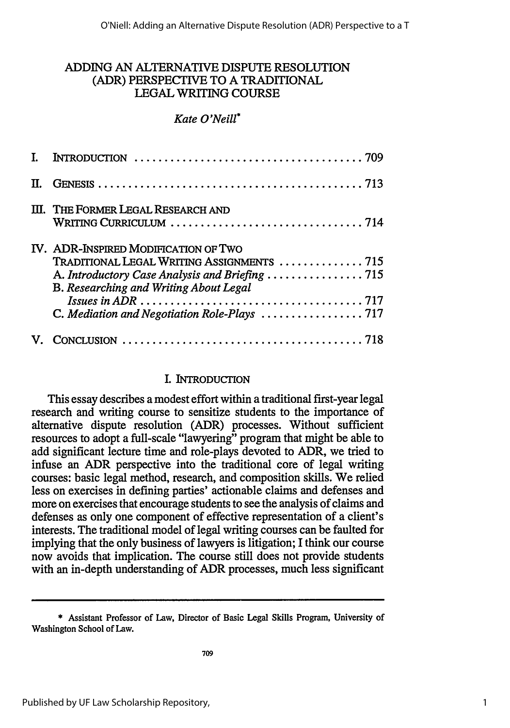# ADDING AN ALTERNATIVE DISPUTE RESOLUTION (ADR) PERSPECTIVE TO A TRADITIONAL LEGAL WRITING COURSE

*Kate O'Neill*\*

I. INTRODUCTION ........................................ 709

II. GENESIS ........................................ 713

III. THE FORMER LEGAL RESEARCH AND WRITING CURRICULUM ........................................ 714

IV. ADR-INSPIRED MODIFICATION OF TWO TRADITIONAL LEGAL WRITING ASSIGNMENTS ........................................ 715
   A. *Introductory Case Analysis and Briefing* ........................................ 715
   B. *Researching and Writing About Legal Issues in ADR* ........................................ 717
   C. *Mediation and Negotiation Role-Plays* ........................................ 717

V. CONCLUSION ........................................ 718

## I. INTRODUCTION

This essay describes a modest effort within a traditional first-year legal research and writing course to sensitize students to the importance of alternative dispute resolution (ADR) processes. Without sufficient resources to adopt a full-scale "lawyering" program that might be able to add significant lecture time and role-plays devoted to ADR, we tried to infuse an ADR perspective into the traditional core of legal writing courses: basic legal method, research, and composition skills. We relied less on exercises in defining parties' actionable claims and defenses and more on exercises that encourage students to see the analysis of claims and defenses as only one component of effective representation of a client's interests. The traditional model of legal writing courses can be faulted for implying that the only business of lawyers is litigation; I think our course now avoids that implication. The course still does not provide students with an in-depth understanding of ADR processes, much less significant

---

\* Assistant Professor of Law, Director of Basic Legal Skills Program, University of Washington School of Law.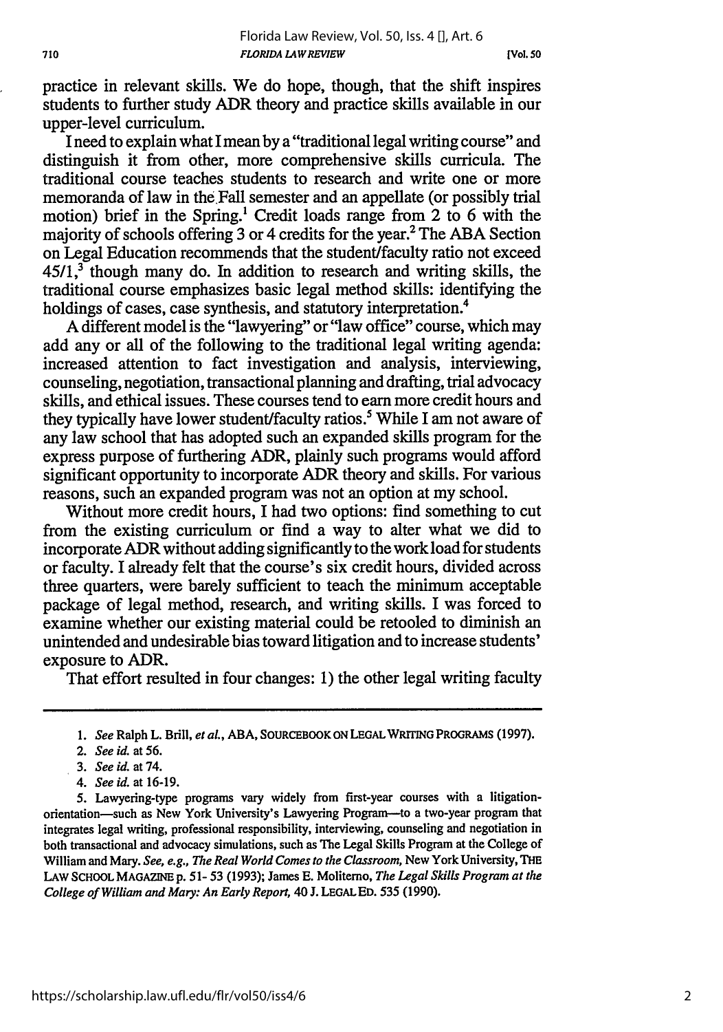practice in relevant skills. We do hope, though, that the shift inspires students to further study ADR theory and practice skills available in our upper-level curriculum.

I need to explain what I mean by a "traditional legal writing course" and distinguish it from other, more comprehensive skills curricula. The traditional course teaches students to research and write one or more memoranda of law in the Fall semester and an appellate (or possibly trial motion) brief in the Spring.[1] Credit loads range from 2 to 6 with the majority of schools offering 3 or 4 credits for the year.[2] The ABA Section on Legal Education recommends that the student/faculty ratio not exceed 45/1,[3] though many do. In addition to research and writing skills, the traditional course emphasizes basic legal method skills: identifying the holdings of cases, case synthesis, and statutory interpretation.[4]

A different model is the "lawyering" or "law office" course, which may add any or all of the following to the traditional legal writing agenda: increased attention to fact investigation and analysis, interviewing, counseling, negotiation, transactional planning and drafting, trial advocacy skills, and ethical issues. These courses tend to earn more credit hours and they typically have lower student/faculty ratios.[5] While I am not aware of any law school that has adopted such an expanded skills program for the express purpose of furthering ADR, plainly such programs would afford significant opportunity to incorporate ADR theory and skills. For various reasons, such an expanded program was not an option at my school.

Without more credit hours, I had two options: find something to cut from the existing curriculum or find a way to alter what we did to incorporate ADR without adding significantly to the work load for students or faculty. I already felt that the course's six credit hours, divided across three quarters, were barely sufficient to teach the minimum acceptable package of legal method, research, and writing skills. I was forced to examine whether our existing material could be retooled to diminish an unintended and undesirable bias toward litigation and to increase students' exposure to ADR.

That effort resulted in four changes: 1) the other legal writing faculty

---

1. *See* Ralph L. Brill, *et al.*, ABA, SOURCEBOOK ON LEGAL WRITING PROGRAMS (1997).

2. *See id.* at 56.

3. *See id.* at 74.

4. *See id.* at 16-19.

5. Lawyering-type programs vary widely from first-year courses with a litigation-orientation—such as New York University's Lawyering Program—to a two-year program that integrates legal writing, professional responsibility, interviewing, counseling and negotiation in both transactional and advocacy simulations, such as The Legal Skills Program at the College of William and Mary. *See, e.g., The Real World Comes to the Classroom*, New York University, THE LAW SCHOOL MAGAZINE p. 51-53 (1993); James E. Moliterno, *The Legal Skills Program at the College of William and Mary: An Early Report*, 40 J. LEGAL ED. 535 (1990).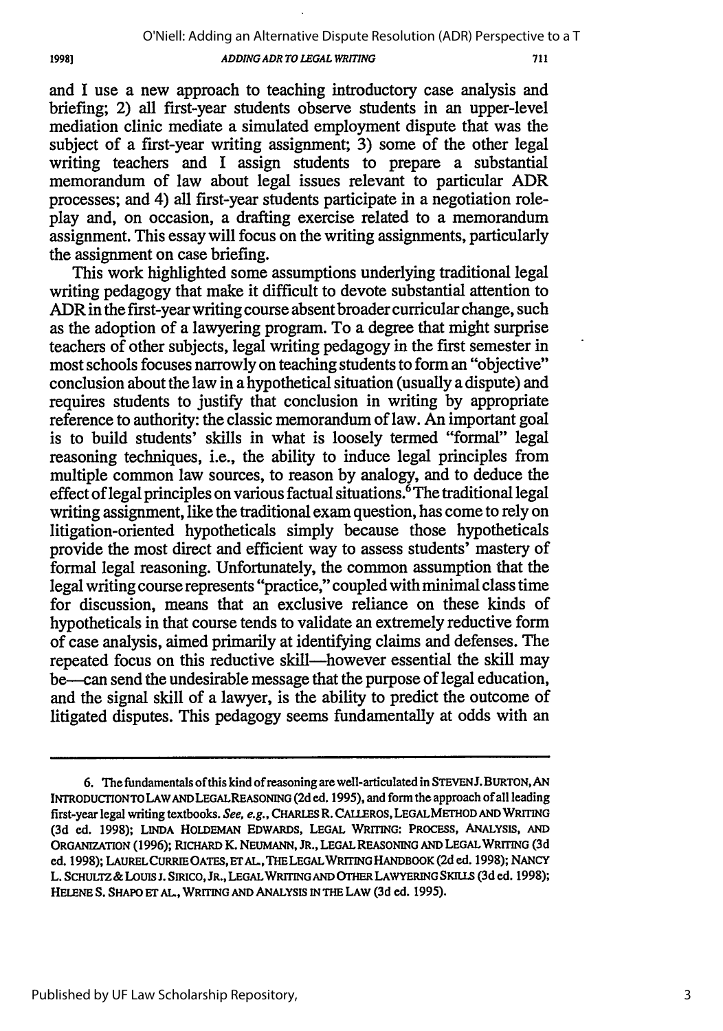and I use a new approach to teaching introductory case analysis and briefing; 2) all first-year students observe students in an upper-level mediation clinic mediate a simulated employment dispute that was the subject of a first-year writing assignment; 3) some of the other legal writing teachers and I assign students to prepare a substantial memorandum of law about legal issues relevant to particular ADR processes; and 4) all first-year students participate in a negotiation role-play and, on occasion, a drafting exercise related to a memorandum assignment. This essay will focus on the writing assignments, particularly the assignment on case briefing.

This work highlighted some assumptions underlying traditional legal writing pedagogy that make it difficult to devote substantial attention to ADR in the first-year writing course absent broader curricular change, such as the adoption of a lawyering program. To a degree that might surprise teachers of other subjects, legal writing pedagogy in the first semester in most schools focuses narrowly on teaching students to form an "objective" conclusion about the law in a hypothetical situation (usually a dispute) and requires students to justify that conclusion in writing by appropriate reference to authority: the classic memorandum of law. An important goal is to build students' skills in what is loosely termed "formal" legal reasoning techniques, i.e., the ability to induce legal principles from multiple common law sources, to reason by analogy, and to deduce the effect of legal principles on various factual situations.[6] The traditional legal writing assignment, like the traditional exam question, has come to rely on litigation-oriented hypotheticals simply because those hypotheticals provide the most direct and efficient way to assess students' mastery of formal legal reasoning. Unfortunately, the common assumption that the legal writing course represents "practice," coupled with minimal class time for discussion, means that an exclusive reliance on these kinds of hypotheticals in that course tends to validate an extremely reductive form of case analysis, aimed primarily at identifying claims and defenses. The repeated focus on this reductive skill—however essential the skill may be—can send the undesirable message that the purpose of legal education, and the signal skill of a lawyer, is the ability to predict the outcome of litigated disputes. This pedagogy seems fundamentally at odds with an

---

6. The fundamentals of this kind of reasoning are well-articulated in STEVEN J. BURTON, AN INTRODUCTION TO LAW AND LEGAL REASONING (2d ed. 1995), and form the approach of all leading first-year legal writing textbooks. *See, e.g.*, CHARLES R. CALLEROS, LEGAL METHOD AND WRITING (3d ed. 1998); LINDA HOLDEMAN EDWARDS, LEGAL WRITING: PROCESS, ANALYSIS, AND ORGANIZATION (1996); RICHARD K. NEUMANN, JR., LEGAL REASONING AND LEGAL WRITING (3d ed. 1998); LAUREL CURRIE OATES, ET AL., THE LEGAL WRITING HANDBOOK (2d ed. 1998); NANCY L. SCHULTZ & LOUIS J. SIRICO, JR., LEGAL WRITING AND OTHER LAWYERING SKILLS (3d ed. 1998); HELENE S. SHAPO ET AL., WRITING AND ANALYSIS IN THE LAW (3d ed. 1995).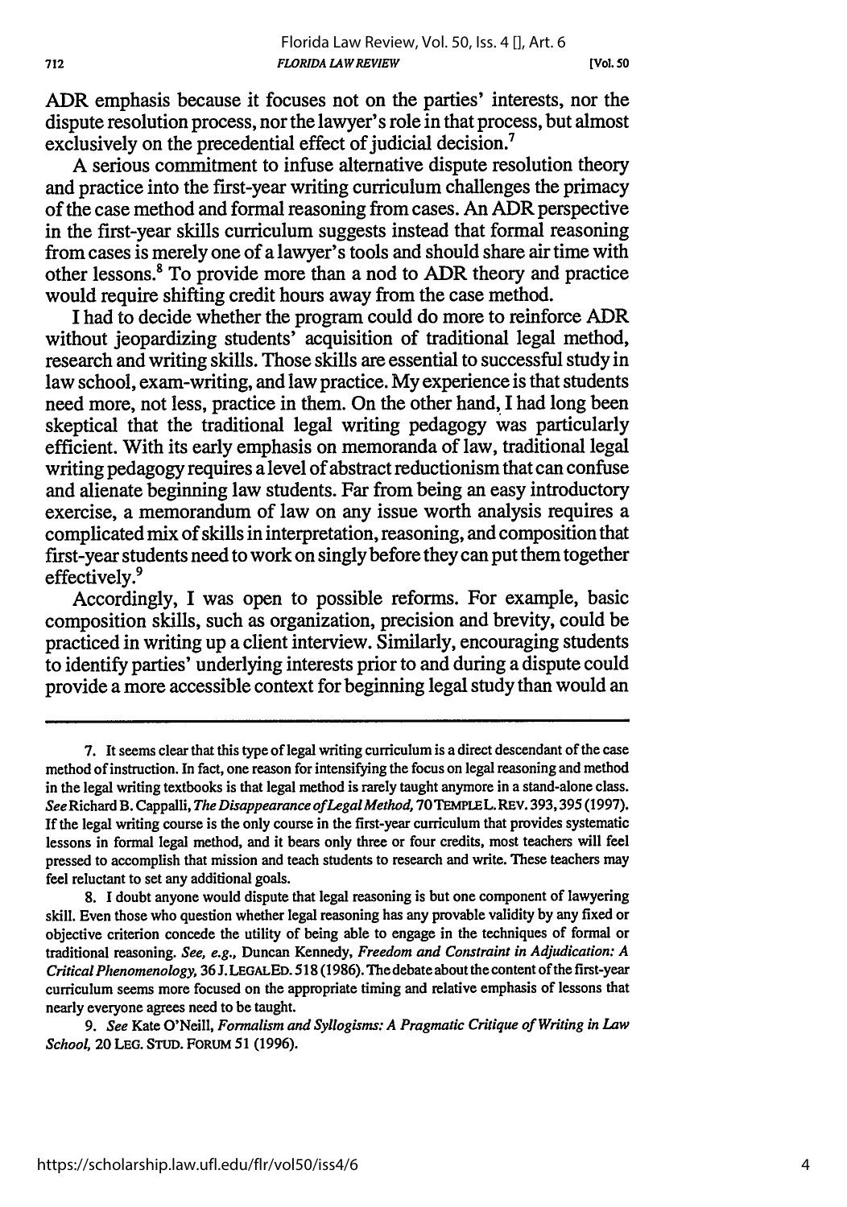ADR emphasis because it focuses not on the parties' interests, nor the dispute resolution process, nor the lawyer's role in that process, but almost exclusively on the precedential effect of judicial decision.[7]

A serious commitment to infuse alternative dispute resolution theory and practice into the first-year writing curriculum challenges the primacy of the case method and formal reasoning from cases. An ADR perspective in the first-year skills curriculum suggests instead that formal reasoning from cases is merely one of a lawyer's tools and should share air time with other lessons.[8] To provide more than a nod to ADR theory and practice would require shifting credit hours away from the case method.

I had to decide whether the program could do more to reinforce ADR without jeopardizing students' acquisition of traditional legal method, research and writing skills. Those skills are essential to successful study in law school, exam-writing, and law practice. My experience is that students need more, not less, practice in them. On the other hand, I had long been skeptical that the traditional legal writing pedagogy was particularly efficient. With its early emphasis on memoranda of law, traditional legal writing pedagogy requires a level of abstract reductionism that can confuse and alienate beginning law students. Far from being an easy introductory exercise, a memorandum of law on any issue worth analysis requires a complicated mix of skills in interpretation, reasoning, and composition that first-year students need to work on singly before they can put them together effectively.[9]

Accordingly, I was open to possible reforms. For example, basic composition skills, such as organization, precision and brevity, could be practiced in writing up a client interview. Similarly, encouraging students to identify parties' underlying interests prior to and during a dispute could provide a more accessible context for beginning legal study than would an

---

7. It seems clear that this type of legal writing curriculum is a direct descendant of the case method of instruction. In fact, one reason for intensifying the focus on legal reasoning and method in the legal writing textbooks is that legal method is rarely taught anymore in a stand-alone class. *See* Richard B. Cappalli, *The Disappearance of Legal Method*, 70 TEMPLE L. REV. 393, 395 (1997). If the legal writing course is the only course in the first-year curriculum that provides systematic lessons in formal legal method, and it bears only three or four credits, most teachers will feel pressed to accomplish that mission and teach students to research and write. These teachers may feel reluctant to set any additional goals.

8. I doubt anyone would dispute that legal reasoning is but one component of lawyering skill. Even those who question whether legal reasoning has any provable validity by any fixed or objective criterion concede the utility of being able to engage in the techniques of formal or traditional reasoning. *See, e.g.*, Duncan Kennedy, *Freedom and Constraint in Adjudication: A Critical Phenomenology*, 36 J. LEGAL ED. 518 (1986). The debate about the content of the first-year curriculum seems more focused on the appropriate timing and relative emphasis of lessons that nearly everyone agrees need to be taught.

9. *See* Kate O'Neill, *Formalism and Syllogisms: A Pragmatic Critique of Writing in Law School*, 20 LEG. STUD. FORUM 51 (1996).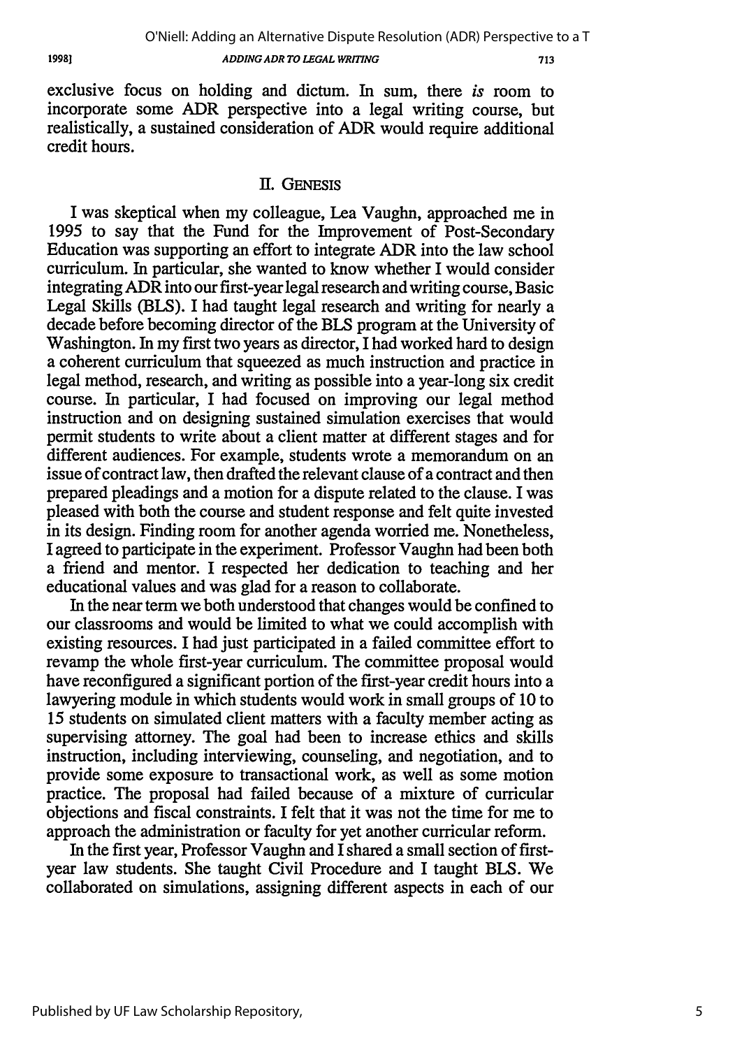exclusive focus on holding and dictum. In sum, there *is* room to incorporate some ADR perspective into a legal writing course, but realistically, a sustained consideration of ADR would require additional credit hours.

## II. GENESIS

I was skeptical when my colleague, Lea Vaughn, approached me in 1995 to say that the Fund for the Improvement of Post-Secondary Education was supporting an effort to integrate ADR into the law school curriculum. In particular, she wanted to know whether I would consider integrating ADR into our first-year legal research and writing course, Basic Legal Skills (BLS). I had taught legal research and writing for nearly a decade before becoming director of the BLS program at the University of Washington. In my first two years as director, I had worked hard to design a coherent curriculum that squeezed as much instruction and practice in legal method, research, and writing as possible into a year-long six credit course. In particular, I had focused on improving our legal method instruction and on designing sustained simulation exercises that would permit students to write about a client matter at different stages and for different audiences. For example, students wrote a memorandum on an issue of contract law, then drafted the relevant clause of a contract and then prepared pleadings and a motion for a dispute related to the clause. I was pleased with both the course and student response and felt quite invested in its design. Finding room for another agenda worried me. Nonetheless, I agreed to participate in the experiment. Professor Vaughn had been both a friend and mentor. I respected her dedication to teaching and her educational values and was glad for a reason to collaborate.

In the near term we both understood that changes would be confined to our classrooms and would be limited to what we could accomplish with existing resources. I had just participated in a failed committee effort to revamp the whole first-year curriculum. The committee proposal would have reconfigured a significant portion of the first-year credit hours into a lawyering module in which students would work in small groups of 10 to 15 students on simulated client matters with a faculty member acting as supervising attorney. The goal had been to increase ethics and skills instruction, including interviewing, counseling, and negotiation, and to provide some exposure to transactional work, as well as some motion practice. The proposal had failed because of a mixture of curricular objections and fiscal constraints. I felt that it was not the time for me to approach the administration or faculty for yet another curricular reform.

In the first year, Professor Vaughn and I shared a small section of first-year law students. She taught Civil Procedure and I taught BLS. We collaborated on simulations, assigning different aspects in each of our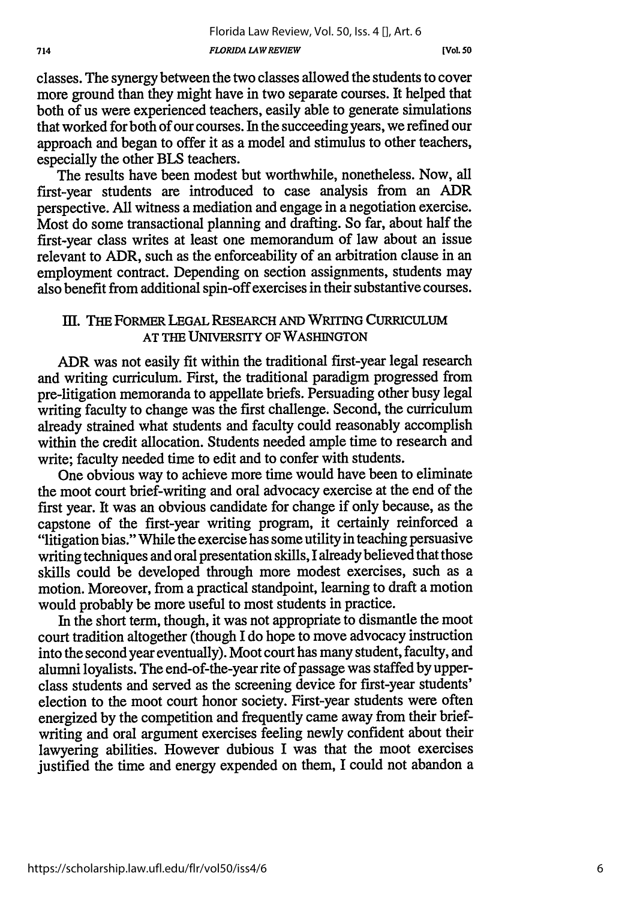classes. The synergy between the two classes allowed the students to cover more ground than they might have in two separate courses. It helped that both of us were experienced teachers, easily able to generate simulations that worked for both of our courses. In the succeeding years, we refined our approach and began to offer it as a model and stimulus to other teachers, especially the other BLS teachers.

The results have been modest but worthwhile, nonetheless. Now, all first-year students are introduced to case analysis from an ADR perspective. All witness a mediation and engage in a negotiation exercise. Most do some transactional planning and drafting. So far, about half the first-year class writes at least one memorandum of law about an issue relevant to ADR, such as the enforceability of an arbitration clause in an employment contract. Depending on section assignments, students may also benefit from additional spin-off exercises in their substantive courses.

## III. THE FORMER LEGAL RESEARCH AND WRITING CURRICULUM AT THE UNIVERSITY OF WASHINGTON

ADR was not easily fit within the traditional first-year legal research and writing curriculum. First, the traditional paradigm progressed from pre-litigation memoranda to appellate briefs. Persuading other busy legal writing faculty to change was the first challenge. Second, the curriculum already strained what students and faculty could reasonably accomplish within the credit allocation. Students needed ample time to research and write; faculty needed time to edit and to confer with students.

One obvious way to achieve more time would have been to eliminate the moot court brief-writing and oral advocacy exercise at the end of the first year. It was an obvious candidate for change if only because, as the capstone of the first-year writing program, it certainly reinforced a "litigation bias." While the exercise has some utility in teaching persuasive writing techniques and oral presentation skills, I already believed that those skills could be developed through more modest exercises, such as a motion. Moreover, from a practical standpoint, learning to draft a motion would probably be more useful to most students in practice.

In the short term, though, it was not appropriate to dismantle the moot court tradition altogether (though I do hope to move advocacy instruction into the second year eventually). Moot court has many student, faculty, and alumni loyalists. The end-of-the-year rite of passage was staffed by upper-class students and served as the screening device for first-year students' election to the moot court honor society. First-year students were often energized by the competition and frequently came away from their brief-writing and oral argument exercises feeling newly confident about their lawyering abilities. However dubious I was that the moot exercises justified the time and energy expended on them, I could not abandon a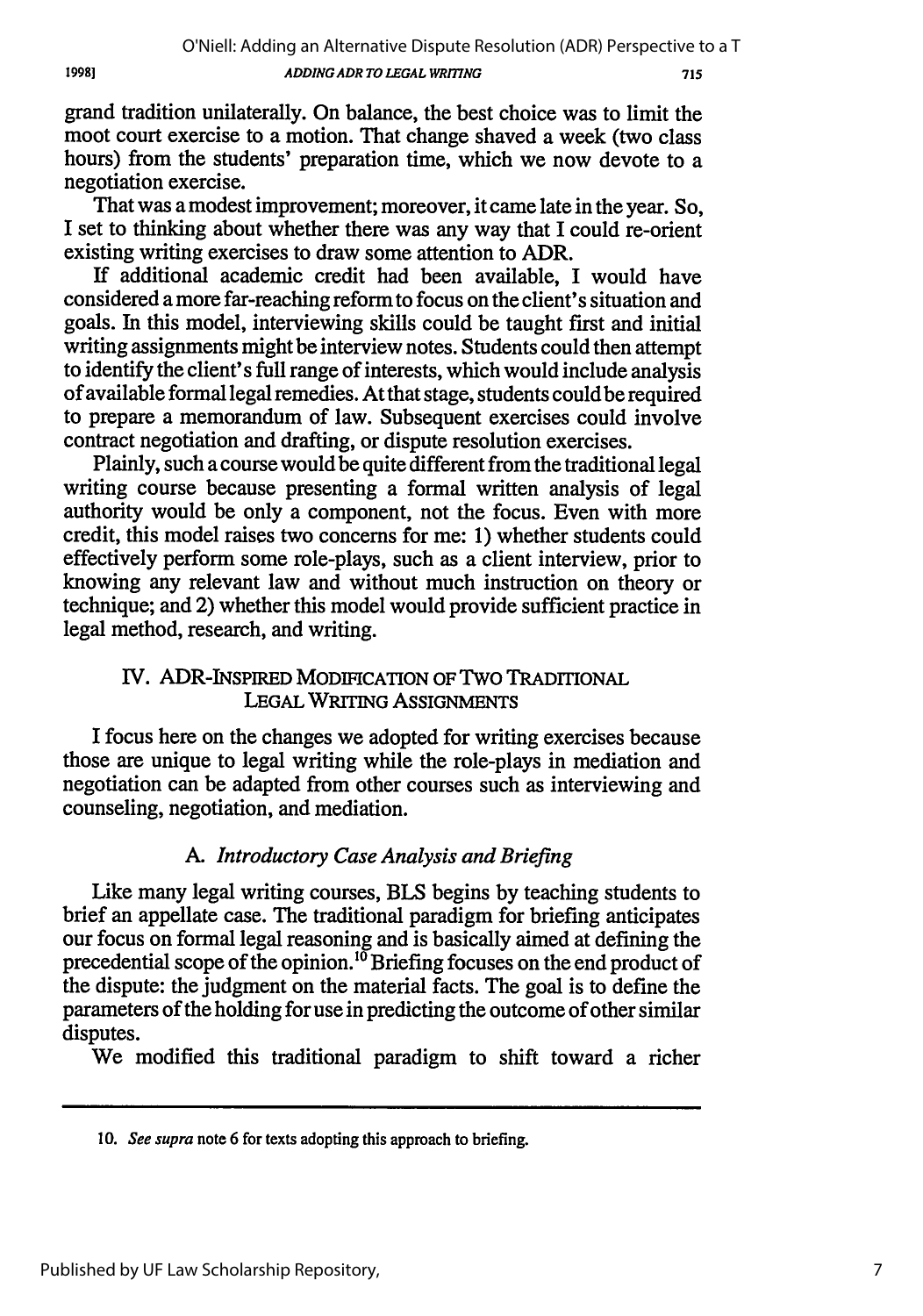grand tradition unilaterally. On balance, the best choice was to limit the moot court exercise to a motion. That change shaved a week (two class hours) from the students' preparation time, which we now devote to a negotiation exercise.

That was a modest improvement; moreover, it came late in the year. So, I set to thinking about whether there was any way that I could re-orient existing writing exercises to draw some attention to ADR.

If additional academic credit had been available, I would have considered a more far-reaching reform to focus on the client's situation and goals. In this model, interviewing skills could be taught first and initial writing assignments might be interview notes. Students could then attempt to identify the client's full range of interests, which would include analysis of available formal legal remedies. At that stage, students could be required to prepare a memorandum of law. Subsequent exercises could involve contract negotiation and drafting, or dispute resolution exercises.

Plainly, such a course would be quite different from the traditional legal writing course because presenting a formal written analysis of legal authority would be only a component, not the focus. Even with more credit, this model raises two concerns for me: 1) whether students could effectively perform some role-plays, such as a client interview, prior to knowing any relevant law and without much instruction on theory or technique; and 2) whether this model would provide sufficient practice in legal method, research, and writing.

## IV. ADR-Inspired Modification of Two Traditional Legal Writing Assignments

I focus here on the changes we adopted for writing exercises because those are unique to legal writing while the role-plays in mediation and negotiation can be adapted from other courses such as interviewing and counseling, negotiation, and mediation.

### A. *Introductory Case Analysis and Briefing*

Like many legal writing courses, BLS begins by teaching students to brief an appellate case. The traditional paradigm for briefing anticipates our focus on formal legal reasoning and is basically aimed at defining the precedential scope of the opinion.[10] Briefing focuses on the end product of the dispute: the judgment on the material facts. The goal is to define the parameters of the holding for use in predicting the outcome of other similar disputes.

We modified this traditional paradigm to shift toward a richer

---

10. *See supra* note 6 for texts adopting this approach to briefing.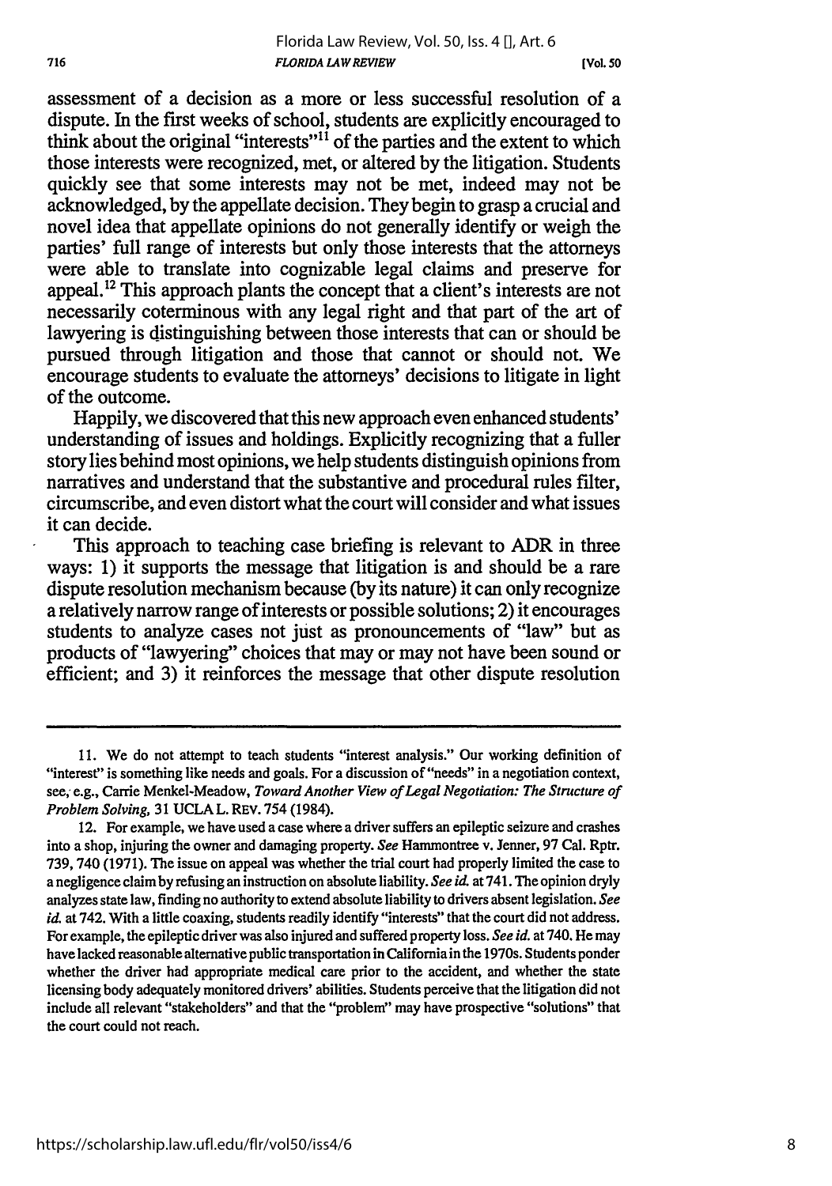assessment of a decision as a more or less successful resolution of a dispute. In the first weeks of school, students are explicitly encouraged to think about the original "interests"[11] of the parties and the extent to which those interests were recognized, met, or altered by the litigation. Students quickly see that some interests may not be met, indeed may not be acknowledged, by the appellate decision. They begin to grasp a crucial and novel idea that appellate opinions do not generally identify or weigh the parties' full range of interests but only those interests that the attorneys were able to translate into cognizable legal claims and preserve for appeal.[12] This approach plants the concept that a client's interests are not necessarily coterminous with any legal right and that part of the art of lawyering is distinguishing between those interests that can or should be pursued through litigation and those that cannot or should not. We encourage students to evaluate the attorneys' decisions to litigate in light of the outcome.

Happily, we discovered that this new approach even enhanced students' understanding of issues and holdings. Explicitly recognizing that a fuller story lies behind most opinions, we help students distinguish opinions from narratives and understand that the substantive and procedural rules filter, circumscribe, and even distort what the court will consider and what issues it can decide.

This approach to teaching case briefing is relevant to ADR in three ways: 1) it supports the message that litigation is and should be a rare dispute resolution mechanism because (by its nature) it can only recognize a relatively narrow range of interests or possible solutions; 2) it encourages students to analyze cases not just as pronouncements of "law" but as products of "lawyering" choices that may or may not have been sound or efficient; and 3) it reinforces the message that other dispute resolution

---

11. We do not attempt to teach students "interest analysis." Our working definition of "interest" is something like needs and goals. For a discussion of "needs" in a negotiation context, see, e.g., Carrie Menkel-Meadow, *Toward Another View of Legal Negotiation: The Structure of Problem Solving*, 31 UCLA L. REV. 754 (1984).

12. For example, we have used a case where a driver suffers an epileptic seizure and crashes into a shop, injuring the owner and damaging property. *See* Hammontree v. Jenner, 97 Cal. Rptr. 739, 740 (1971). The issue on appeal was whether the trial court had properly limited the case to a negligence claim by refusing an instruction on absolute liability. *See id.* at 741. The opinion dryly analyzes state law, finding no authority to extend absolute liability to drivers absent legislation. *See id.* at 742. With a little coaxing, students readily identify "interests" that the court did not address. For example, the epileptic driver was also injured and suffered property loss. *See id.* at 740. He may have lacked reasonable alternative public transportation in California in the 1970s. Students ponder whether the driver had appropriate medical care prior to the accident, and whether the state licensing body adequately monitored drivers' abilities. Students perceive that the litigation did not include all relevant "stakeholders" and that the "problem" may have prospective "solutions" that the court could not reach.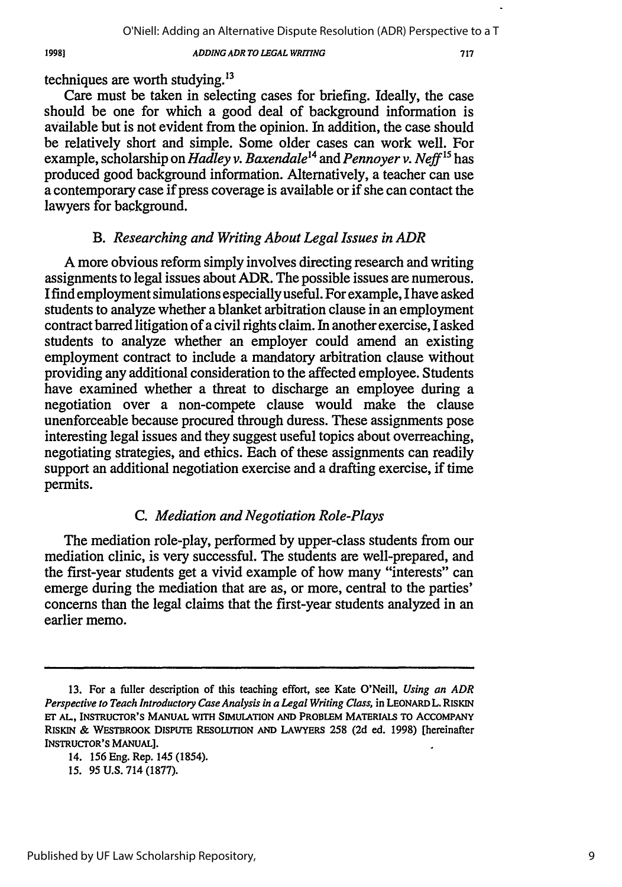techniques are worth studying.[13]

Care must be taken in selecting cases for briefing. Ideally, the case should be one for which a good deal of background information is available but is not evident from the opinion. In addition, the case should be relatively short and simple. Some older cases can work well. For example, scholarship on *Hadley v. Baxendale*[14] and *Pennoyer v. Neff*[15] has produced good background information. Alternatively, a teacher can use a contemporary case if press coverage is available or if she can contact the lawyers for background.

### B. *Researching and Writing About Legal Issues in ADR*

A more obvious reform simply involves directing research and writing assignments to legal issues about ADR. The possible issues are numerous. I find employment simulations especially useful. For example, I have asked students to analyze whether a blanket arbitration clause in an employment contract barred litigation of a civil rights claim. In another exercise, I asked students to analyze whether an employer could amend an existing employment contract to include a mandatory arbitration clause without providing any additional consideration to the affected employee. Students have examined whether a threat to discharge an employee during a negotiation over a non-compete clause would make the clause unenforceable because procured through duress. These assignments pose interesting legal issues and they suggest useful topics about overreaching, negotiating strategies, and ethics. Each of these assignments can readily support an additional negotiation exercise and a drafting exercise, if time permits.

### C. *Mediation and Negotiation Role-Plays*

The mediation role-play, performed by upper-class students from our mediation clinic, is very successful. The students are well-prepared, and the first-year students get a vivid example of how many "interests" can emerge during the mediation that are as, or more, central to the parties' concerns than the legal claims that the first-year students analyzed in an earlier memo.

---

13. For a fuller description of this teaching effort, see Kate O'Neill, *Using an ADR Perspective to Teach Introductory Case Analysis in a Legal Writing Class*, in LEONARD L. RISKIN ET AL., INSTRUCTOR'S MANUAL WITH SIMULATION AND PROBLEM MATERIALS TO ACCOMPANY RISKIN & WESTBROOK DISPUTE RESOLUTION AND LAWYERS 258 (2d ed. 1998) [hereinafter INSTRUCTOR'S MANUAL].

14. 156 Eng. Rep. 145 (1854).

15. 95 U.S. 714 (1877).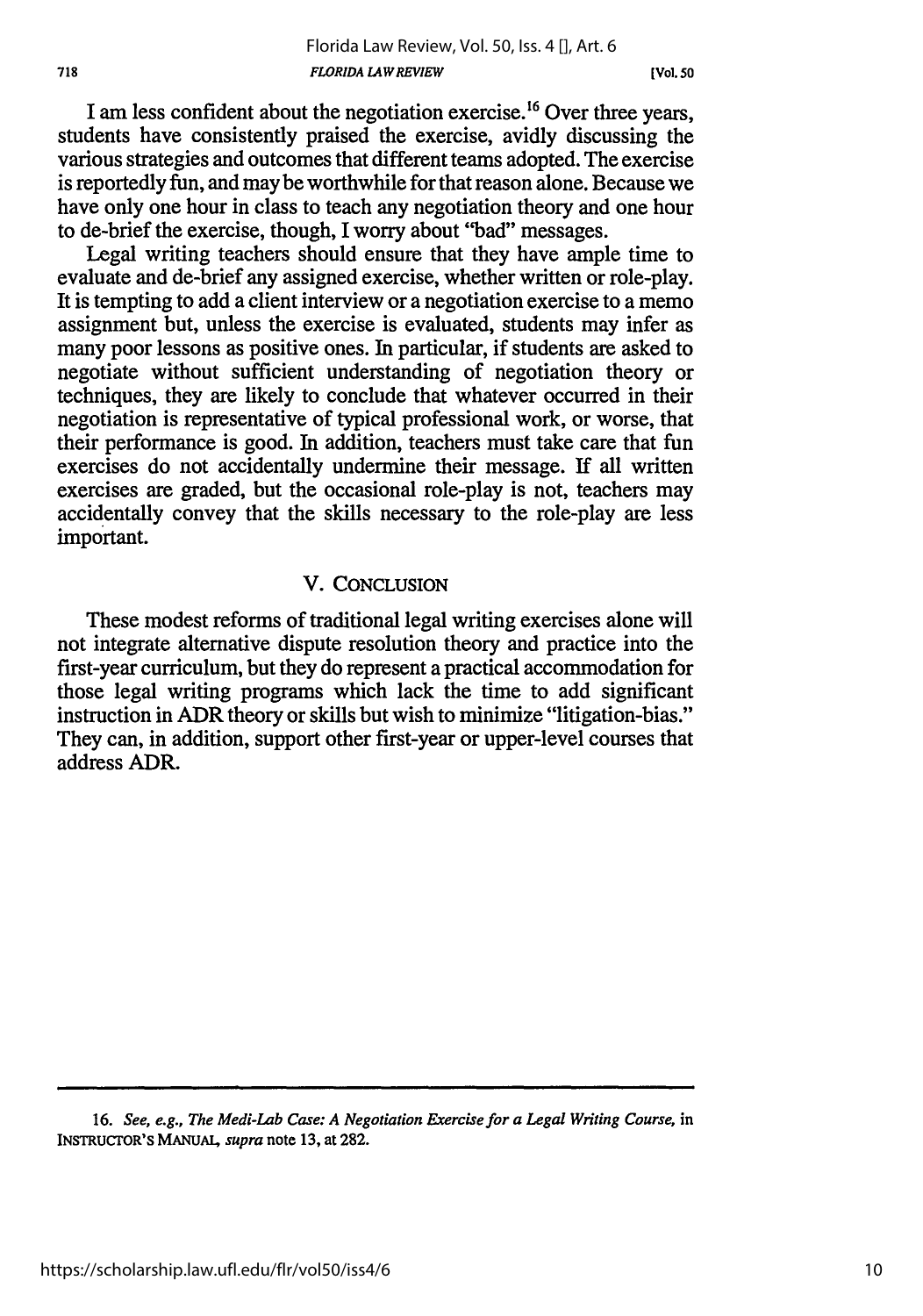I am less confident about the negotiation exercise.[16] Over three years, students have consistently praised the exercise, avidly discussing the various strategies and outcomes that different teams adopted. The exercise is reportedly fun, and may be worthwhile for that reason alone. Because we have only one hour in class to teach any negotiation theory and one hour to de-brief the exercise, though, I worry about "bad" messages.

Legal writing teachers should ensure that they have ample time to evaluate and de-brief any assigned exercise, whether written or role-play. It is tempting to add a client interview or a negotiation exercise to a memo assignment but, unless the exercise is evaluated, students may infer as many poor lessons as positive ones. In particular, if students are asked to negotiate without sufficient understanding of negotiation theory or techniques, they are likely to conclude that whatever occurred in their negotiation is representative of typical professional work, or worse, that their performance is good. In addition, teachers must take care that fun exercises do not accidentally undermine their message. If all written exercises are graded, but the occasional role-play is not, teachers may accidentally convey that the skills necessary to the role-play are less important.

## V. CONCLUSION

These modest reforms of traditional legal writing exercises alone will not integrate alternative dispute resolution theory and practice into the first-year curriculum, but they do represent a practical accommodation for those legal writing programs which lack the time to add significant instruction in ADR theory or skills but wish to minimize "litigation-bias." They can, in addition, support other first-year or upper-level courses that address ADR.

---

16. *See, e.g., The Medi-Lab Case: A Negotiation Exercise for a Legal Writing Course*, in INSTRUCTOR'S MANUAL, *supra* note 13, at 282.